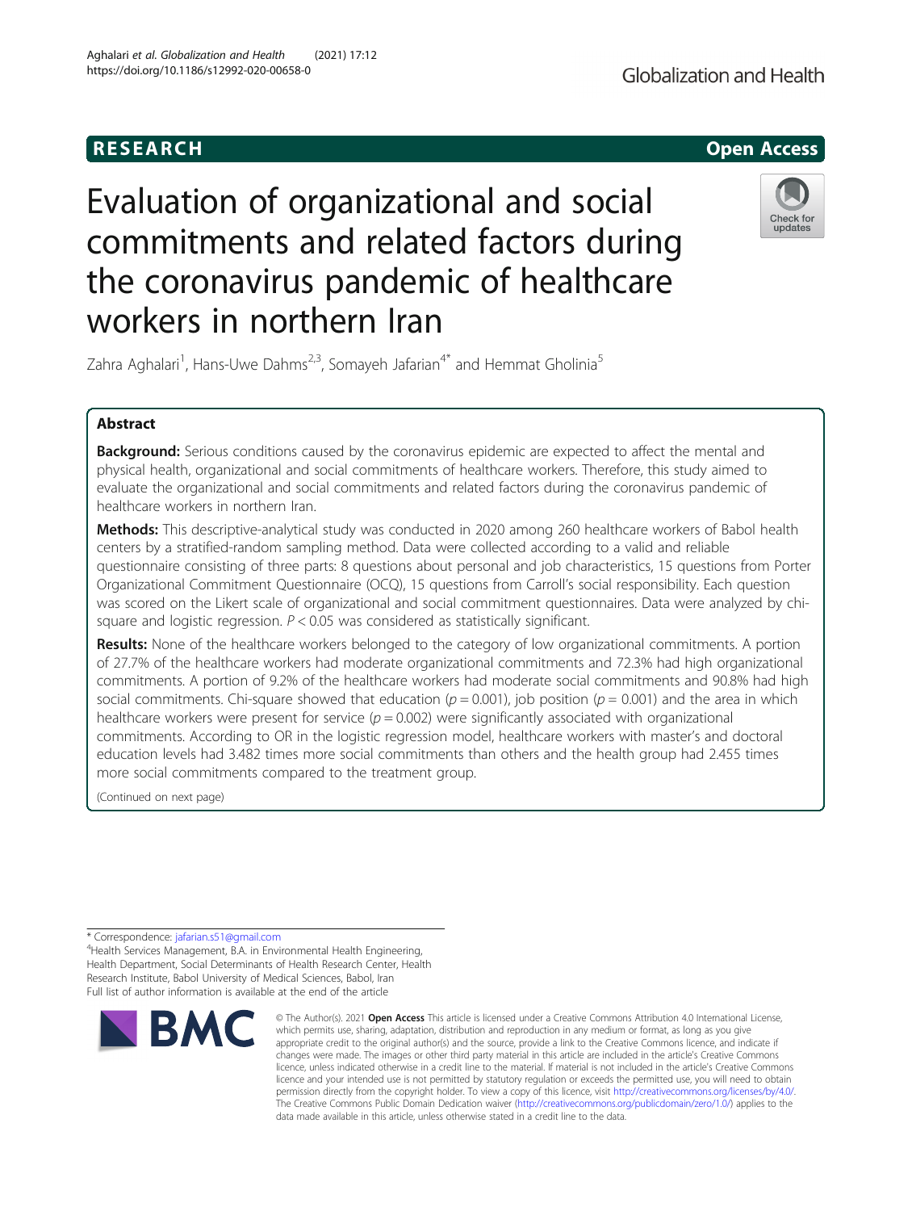RESEARCH

Open Access

# Evaluation of organizational and social commitments and related factors during the coronavirus pandemic of healthcare workers in northern Iran

Zahra Aghalari[1], Hans-Uwe Dahms[2,3], Somayeh Jafarian[4*] and Hemmat Gholinia[5]

## Abstract

**Background:** Serious conditions caused by the coronavirus epidemic are expected to affect the mental and physical health, organizational and social commitments of healthcare workers. Therefore, this study aimed to evaluate the organizational and social commitments and related factors during the coronavirus pandemic of healthcare workers in northern Iran.

**Methods:** This descriptive-analytical study was conducted in 2020 among 260 healthcare workers of Babol health centers by a stratified-random sampling method. Data were collected according to a valid and reliable questionnaire consisting of three parts: 8 questions about personal and job characteristics, 15 questions from Porter Organizational Commitment Questionnaire (OCQ), 15 questions from Carroll's social responsibility. Each question was scored on the Likert scale of organizational and social commitment questionnaires. Data were analyzed by chi-square and logistic regression. $P < 0.05$ was considered as statistically significant.

**Results:** None of the healthcare workers belonged to the category of low organizational commitments. A portion of 27.7% of the healthcare workers had moderate organizational commitments and 72.3% had high organizational commitments. A portion of 9.2% of the healthcare workers had moderate social commitments and 90.8% had high social commitments. Chi-square showed that education ($p = 0.001$), job position ($p = 0.001$) and the area in which healthcare workers were present for service ($p = 0.002$) were significantly associated with organizational commitments. According to OR in the logistic regression model, healthcare workers with master's and doctoral education levels had 3.482 times more social commitments than others and the health group had 2.455 times more social commitments compared to the treatment group.

(Continued on next page)

* Correspondence: jafarian.s51@gmail.com
[4]Health Services Management, B.A. in Environmental Health Engineering, Health Department, Social Determinants of Health Research Center, Health Research Institute, Babol University of Medical Sciences, Babol, Iran
Full list of author information is available at the end of the article

© The Author(s). 2021 **Open Access** This article is licensed under a Creative Commons Attribution 4.0 International License, which permits use, sharing, adaptation, distribution and reproduction in any medium or format, as long as you give appropriate credit to the original author(s) and the source, provide a link to the Creative Commons licence, and indicate if changes were made. The images or other third party material in this article are included in the article's Creative Commons licence, unless indicated otherwise in a credit line to the material. If material is not included in the article's Creative Commons licence and your intended use is not permitted by statutory regulation or exceeds the permitted use, you will need to obtain permission directly from the copyright holder. To view a copy of this licence, visit http://creativecommons.org/licenses/by/4.0/. The Creative Commons Public Domain Dedication waiver (http://creativecommons.org/publicdomain/zero/1.0/) applies to the data made available in this article, unless otherwise stated in a credit line to the data.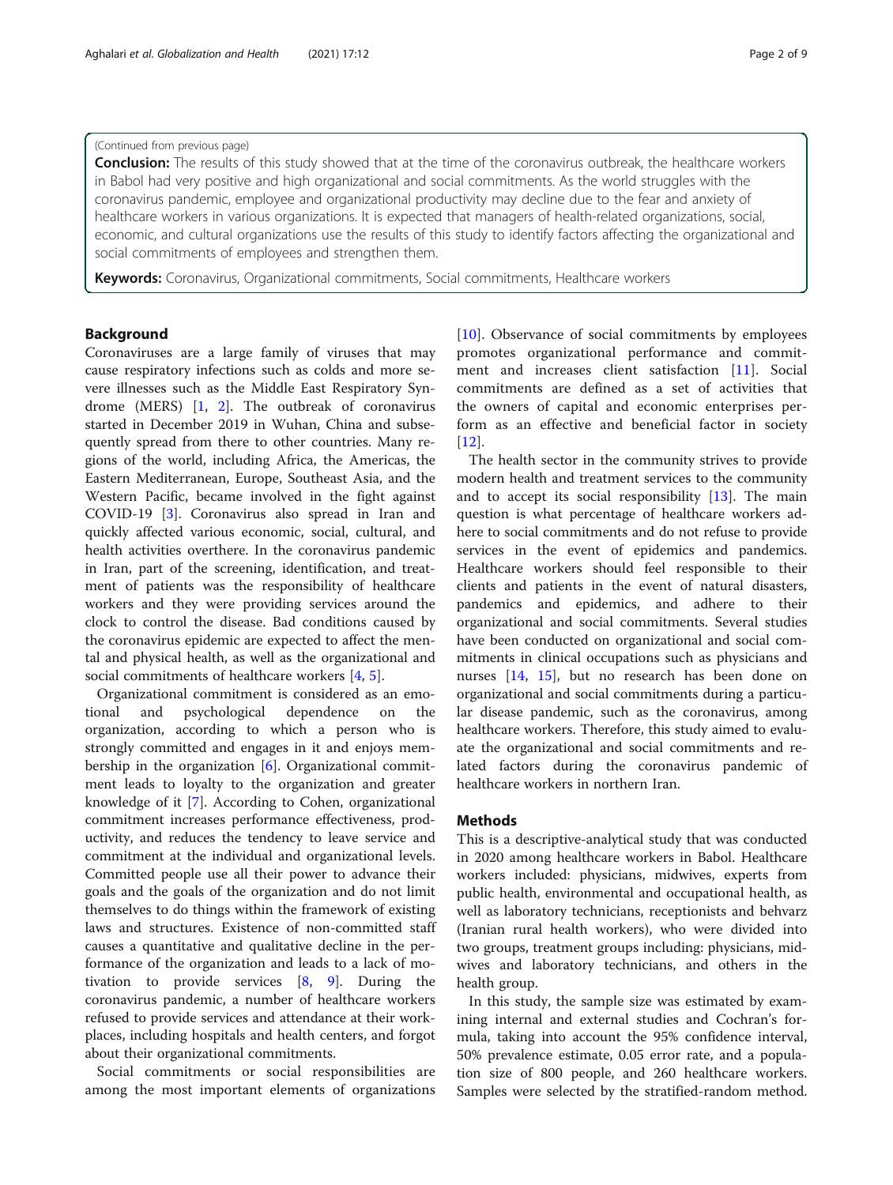(Continued from previous page)

**Conclusion:** The results of this study showed that at the time of the coronavirus outbreak, the healthcare workers in Babol had very positive and high organizational and social commitments. As the world struggles with the coronavirus pandemic, employee and organizational productivity may decline due to the fear and anxiety of healthcare workers in various organizations. It is expected that managers of health-related organizations, social, economic, and cultural organizations use the results of this study to identify factors affecting the organizational and social commitments of employees and strengthen them.

**Keywords:** Coronavirus, Organizational commitments, Social commitments, Healthcare workers

## Background

Coronaviruses are a large family of viruses that may cause respiratory infections such as colds and more severe illnesses such as the Middle East Respiratory Syndrome (MERS) [1, 2]. The outbreak of coronavirus started in December 2019 in Wuhan, China and subsequently spread from there to other countries. Many regions of the world, including Africa, the Americas, the Eastern Mediterranean, Europe, Southeast Asia, and the Western Pacific, became involved in the fight against COVID-19 [3]. Coronavirus also spread in Iran and quickly affected various economic, social, cultural, and health activities overthere. In the coronavirus pandemic in Iran, part of the screening, identification, and treatment of patients was the responsibility of healthcare workers and they were providing services around the clock to control the disease. Bad conditions caused by the coronavirus epidemic are expected to affect the mental and physical health, as well as the organizational and social commitments of healthcare workers [4, 5].

Organizational commitment is considered as an emotional and psychological dependence on the organization, according to which a person who is strongly committed and engages in it and enjoys membership in the organization [6]. Organizational commitment leads to loyalty to the organization and greater knowledge of it [7]. According to Cohen, organizational commitment increases performance effectiveness, productivity, and reduces the tendency to leave service and commitment at the individual and organizational levels. Committed people use all their power to advance their goals and the goals of the organization and do not limit themselves to do things within the framework of existing laws and structures. Existence of non-committed staff causes a quantitative and qualitative decline in the performance of the organization and leads to a lack of motivation to provide services [8, 9]. During the coronavirus pandemic, a number of healthcare workers refused to provide services and attendance at their workplaces, including hospitals and health centers, and forgot about their organizational commitments.

Social commitments or social responsibilities are among the most important elements of organizations [10]. Observance of social commitments by employees promotes organizational performance and commitment and increases client satisfaction [11]. Social commitments are defined as a set of activities that the owners of capital and economic enterprises perform as an effective and beneficial factor in society [12].

The health sector in the community strives to provide modern health and treatment services to the community and to accept its social responsibility [13]. The main question is what percentage of healthcare workers adhere to social commitments and do not refuse to provide services in the event of epidemics and pandemics. Healthcare workers should feel responsible to their clients and patients in the event of natural disasters, pandemics and epidemics, and adhere to their organizational and social commitments. Several studies have been conducted on organizational and social commitments in clinical occupations such as physicians and nurses [14, 15], but no research has been done on organizational and social commitments during a particular disease pandemic, such as the coronavirus, among healthcare workers. Therefore, this study aimed to evaluate the organizational and social commitments and related factors during the coronavirus pandemic of healthcare workers in northern Iran.

## Methods

This is a descriptive-analytical study that was conducted in 2020 among healthcare workers in Babol. Healthcare workers included: physicians, midwives, experts from public health, environmental and occupational health, as well as laboratory technicians, receptionists and behvarz (Iranian rural health workers), who were divided into two groups, treatment groups including: physicians, midwives and laboratory technicians, and others in the health group.

In this study, the sample size was estimated by examining internal and external studies and Cochran's formula, taking into account the 95% confidence interval, 50% prevalence estimate, 0.05 error rate, and a population size of 800 people, and 260 healthcare workers. Samples were selected by the stratified-random method.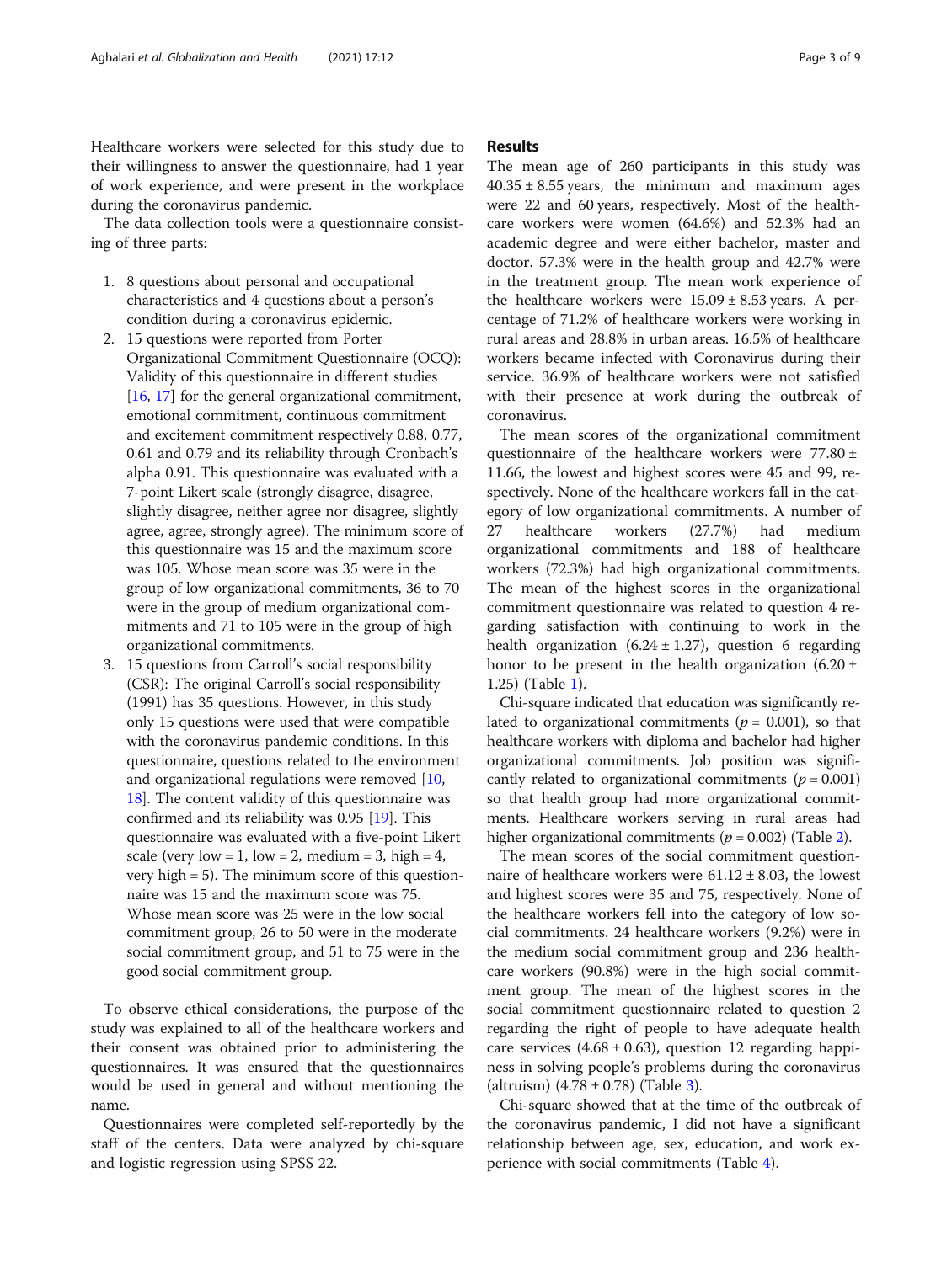Healthcare workers were selected for this study due to their willingness to answer the questionnaire, had 1 year of work experience, and were present in the workplace during the coronavirus pandemic.

The data collection tools were a questionnaire consisting of three parts:

1. 8 questions about personal and occupational characteristics and 4 questions about a person's condition during a coronavirus epidemic.
2. 15 questions were reported from Porter Organizational Commitment Questionnaire (OCQ): Validity of this questionnaire in different studies [16, 17] for the general organizational commitment, emotional commitment, continuous commitment and excitement commitment respectively 0.88, 0.77, 0.61 and 0.79 and its reliability through Cronbach's alpha 0.91. This questionnaire was evaluated with a 7-point Likert scale (strongly disagree, disagree, slightly disagree, neither agree nor disagree, slightly agree, agree, strongly agree). The minimum score of this questionnaire was 15 and the maximum score was 105. Whose mean score was 35 were in the group of low organizational commitments, 36 to 70 were in the group of medium organizational commitments and 71 to 105 were in the group of high organizational commitments.
3. 15 questions from Carroll's social responsibility (CSR): The original Carroll's social responsibility (1991) has 35 questions. However, in this study only 15 questions were used that were compatible with the coronavirus pandemic conditions. In this questionnaire, questions related to the environment and organizational regulations were removed [10, 18]. The content validity of this questionnaire was confirmed and its reliability was 0.95 [19]. This questionnaire was evaluated with a five-point Likert scale (very low = 1, low = 2, medium = 3, high = 4, very high = 5). The minimum score of this questionnaire was 15 and the maximum score was 75. Whose mean score was 25 were in the low social commitment group, 26 to 50 were in the moderate social commitment group, and 51 to 75 were in the good social commitment group.

To observe ethical considerations, the purpose of the study was explained to all of the healthcare workers and their consent was obtained prior to administering the questionnaires. It was ensured that the questionnaires would be used in general and without mentioning the name.

Questionnaires were completed self-reportedly by the staff of the centers. Data were analyzed by chi-square and logistic regression using SPSS 22.

## Results

The mean age of 260 participants in this study was $40.35 \pm 8.55$ years, the minimum and maximum ages were 22 and 60 years, respectively. Most of the healthcare workers were women (64.6%) and 52.3% had an academic degree and were either bachelor, master and doctor. 57.3% were in the health group and 42.7% were in the treatment group. The mean work experience of the healthcare workers were $15.09 \pm 8.53$ years. A percentage of 71.2% of healthcare workers were working in rural areas and 28.8% in urban areas. 16.5% of healthcare workers became infected with Coronavirus during their service. 36.9% of healthcare workers were not satisfied with their presence at work during the outbreak of coronavirus.

The mean scores of the organizational commitment questionnaire of the healthcare workers were $77.80 \pm 11.66$, the lowest and highest scores were 45 and 99, respectively. None of the healthcare workers fall in the category of low organizational commitments. A number of 27 healthcare workers (27.7%) had medium organizational commitments and 188 of healthcare workers (72.3%) had high organizational commitments. The mean of the highest scores in the organizational commitment questionnaire was related to question 4 regarding satisfaction with continuing to work in the health organization ($6.24 \pm 1.27$), question 6 regarding honor to be present in the health organization ($6.20 \pm 1.25$) (Table 1).

Chi-square indicated that education was significantly related to organizational commitments ($p = 0.001$), so that healthcare workers with diploma and bachelor had higher organizational commitments. Job position was significantly related to organizational commitments ($p = 0.001$) so that health group had more organizational commitments. Healthcare workers serving in rural areas had higher organizational commitments ($p = 0.002$) (Table 2).

The mean scores of the social commitment questionnaire of healthcare workers were $61.12 \pm 8.03$, the lowest and highest scores were 35 and 75, respectively. None of the healthcare workers fell into the category of low social commitments. 24 healthcare workers (9.2%) were in the medium social commitment group and 236 healthcare workers (90.8%) were in the high social commitment group. The mean of the highest scores in the social commitment questionnaire related to question 2 regarding the right of people to have adequate health care services ($4.68 \pm 0.63$), question 12 regarding happiness in solving people's problems during the coronavirus (altruism) ($4.78 \pm 0.78$) (Table 3).

Chi-square showed that at the time of the outbreak of the coronavirus pandemic, I did not have a significant relationship between age, sex, education, and work experience with social commitments (Table 4).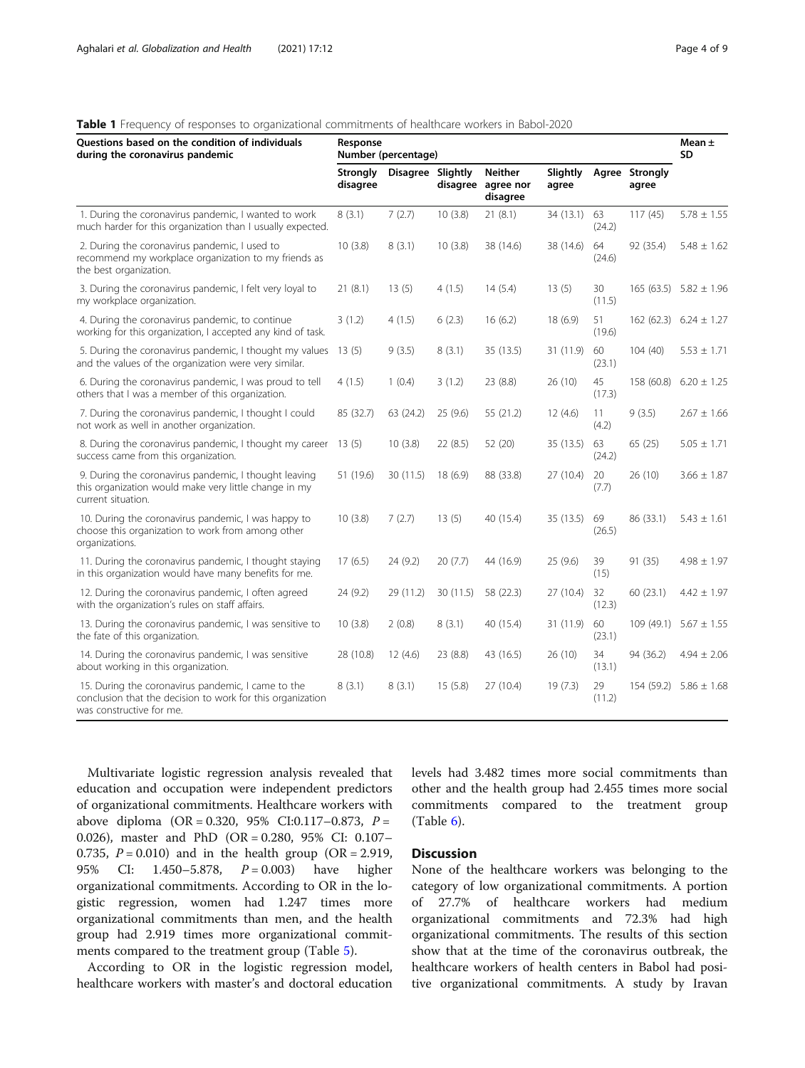**Table 1** Frequency of responses to organizational commitments of healthcare workers in Babol-2020

| Questions based on the condition of individuals during the coronavirus pandemic | Response Number (percentage) | | | | | | | Mean ± SD |
|---|---|---|---|---|---|---|---|---|
| | Strongly disagree | Disagree | Slightly disagree | Neither agree nor disagree | Slightly agree | Agree | Strongly agree | |
| 1. During the coronavirus pandemic, I wanted to work much harder for this organization than I usually expected. | 8 (3.1) | 7 (2.7) | 10 (3.8) | 21 (8.1) | 34 (13.1) | 63 (24.2) | 117 (45) | 5.78 ± 1.55 |
| 2. During the coronavirus pandemic, I used to recommend my workplace organization to my friends as the best organization. | 10 (3.8) | 8 (3.1) | 10 (3.8) | 38 (14.6) | 38 (14.6) | 64 (24.6) | 92 (35.4) | 5.48 ± 1.62 |
| 3. During the coronavirus pandemic, I felt very loyal to my workplace organization. | 21 (8.1) | 13 (5) | 4 (1.5) | 14 (5.4) | 13 (5) | 30 (11.5) | 165 (63.5) | 5.82 ± 1.96 |
| 4. During the coronavirus pandemic, to continue working for this organization, I accepted any kind of task. | 3 (1.2) | 4 (1.5) | 6 (2.3) | 16 (6.2) | 18 (6.9) | 51 (19.6) | 162 (62.3) | 6.24 ± 1.27 |
| 5. During the coronavirus pandemic, I thought my values and the values of the organization were very similar. | 13 (5) | 9 (3.5) | 8 (3.1) | 35 (13.5) | 31 (11.9) | 60 (23.1) | 104 (40) | 5.53 ± 1.71 |
| 6. During the coronavirus pandemic, I was proud to tell others that I was a member of this organization. | 4 (1.5) | 1 (0.4) | 3 (1.2) | 23 (8.8) | 26 (10) | 45 (17.3) | 158 (60.8) | 6.20 ± 1.25 |
| 7. During the coronavirus pandemic, I thought I could not work as well in another organization. | 85 (32.7) | 63 (24.2) | 25 (9.6) | 55 (21.2) | 12 (4.6) | 11 (4.2) | 9 (3.5) | 2.67 ± 1.66 |
| 8. During the coronavirus pandemic, I thought my career success came from this organization. | 13 (5) | 10 (3.8) | 22 (8.5) | 52 (20) | 35 (13.5) | 63 (24.2) | 65 (25) | 5.05 ± 1.71 |
| 9. During the coronavirus pandemic, I thought leaving this organization would make very little change in my current situation. | 51 (19.6) | 30 (11.5) | 18 (6.9) | 88 (33.8) | 27 (10.4) | 20 (7.7) | 26 (10) | 3.66 ± 1.87 |
| 10. During the coronavirus pandemic, I was happy to choose this organization to work from among other organizations. | 10 (3.8) | 7 (2.7) | 13 (5) | 40 (15.4) | 35 (13.5) | 69 (26.5) | 86 (33.1) | 5.43 ± 1.61 |
| 11. During the coronavirus pandemic, I thought staying in this organization would have many benefits for me. | 17 (6.5) | 24 (9.2) | 20 (7.7) | 44 (16.9) | 25 (9.6) | 39 (15) | 91 (35) | 4.98 ± 1.97 |
| 12. During the coronavirus pandemic, I often agreed with the organization's rules on staff affairs. | 24 (9.2) | 29 (11.2) | 30 (11.5) | 58 (22.3) | 27 (10.4) | 32 (12.3) | 60 (23.1) | 4.42 ± 1.97 |
| 13. During the coronavirus pandemic, I was sensitive to the fate of this organization. | 10 (3.8) | 2 (0.8) | 8 (3.1) | 40 (15.4) | 31 (11.9) | 60 (23.1) | 109 (49.1) | 5.67 ± 1.55 |
| 14. During the coronavirus pandemic, I was sensitive about working in this organization. | 28 (10.8) | 12 (4.6) | 23 (8.8) | 43 (16.5) | 26 (10) | 34 (13.1) | 94 (36.2) | 4.94 ± 2.06 |
| 15. During the coronavirus pandemic, I came to the conclusion that the decision to work for this organization was constructive for me. | 8 (3.1) | 8 (3.1) | 15 (5.8) | 27 (10.4) | 19 (7.3) | 29 (11.2) | 154 (59.2) | 5.86 ± 1.68 |

Multivariate logistic regression analysis revealed that education and occupation were independent predictors of organizational commitments. Healthcare workers with above diploma (OR = 0.320, 95% CI:0.117–0.873, $P$ = 0.026), master and PhD (OR = 0.280, 95% CI: 0.107–0.735, $P$ = 0.010) and in the health group (OR = 2.919, 95% CI: 1.450–5.878, $P$ = 0.003) have higher organizational commitments. According to OR in the logistic regression, women had 1.247 times more organizational commitments than men, and the health group had 2.919 times more organizational commitments compared to the treatment group (Table 5).

According to OR in the logistic regression model, healthcare workers with master's and doctoral education levels had 3.482 times more social commitments than other and the health group had 2.455 times more social commitments compared to the treatment group (Table 6).

## Discussion

None of the healthcare workers was belonging to the category of low organizational commitments. A portion of 27.7% of healthcare workers had medium organizational commitments and 72.3% had high organizational commitments. The results of this section show that at the time of the coronavirus outbreak, the healthcare workers of health centers in Babol had positive organizational commitments. A study by Iravan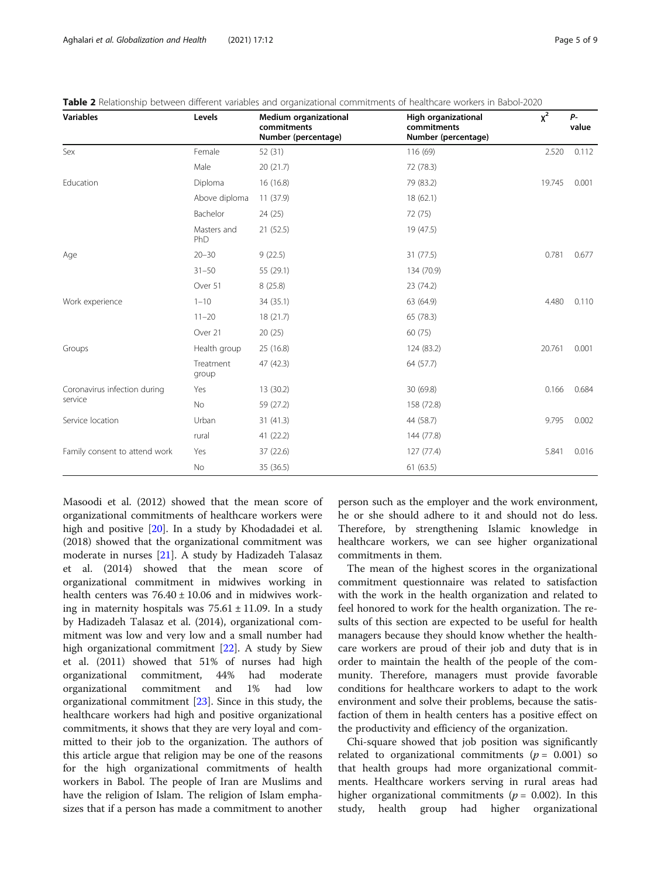**Table 2** Relationship between different variables and organizational commitments of healthcare workers in Babol-2020

| Variables | Levels | Medium organizational commitments Number (percentage) | High organizational commitments Number (percentage) | $\chi^2$ | *P*-value |
|---|---|---|---|---|---|
| Sex | Female | 52 (31) | 116 (69) | 2.520 | 0.112 |
| | Male | 20 (21.7) | 72 (78.3) | | |
| Education | Diploma | 16 (16.8) | 79 (83.2) | 19.745 | 0.001 |
| | Above diploma | 11 (37.9) | 18 (62.1) | | |
| | Bachelor | 24 (25) | 72 (75) | | |
| | Masters and PhD | 21 (52.5) | 19 (47.5) | | |
| Age | 20–30 | 9 (22.5) | 31 (77.5) | 0.781 | 0.677 |
| | 31–50 | 55 (29.1) | 134 (70.9) | | |
| | Over 51 | 8 (25.8) | 23 (74.2) | | |
| Work experience | 1–10 | 34 (35.1) | 63 (64.9) | 4.480 | 0.110 |
| | 11–20 | 18 (21.7) | 65 (78.3) | | |
| | Over 21 | 20 (25) | 60 (75) | | |
| Groups | Health group | 25 (16.8) | 124 (83.2) | 20.761 | 0.001 |
| | Treatment group | 47 (42.3) | 64 (57.7) | | |
| Coronavirus infection during service | Yes | 13 (30.2) | 30 (69.8) | 0.166 | 0.684 |
| | No | 59 (27.2) | 158 (72.8) | | |
| Service location | Urban | 31 (41.3) | 44 (58.7) | 9.795 | 0.002 |
| | rural | 41 (22.2) | 144 (77.8) | | |
| Family consent to attend work | Yes | 37 (22.6) | 127 (77.4) | 5.841 | 0.016 |
| | No | 35 (36.5) | 61 (63.5) | | |

Masoodi et al. (2012) showed that the mean score of organizational commitments of healthcare workers were high and positive [20]. In a study by Khodadadei et al. (2018) showed that the organizational commitment was moderate in nurses [21]. A study by Hadizadeh Talasaz et al. (2014) showed that the mean score of organizational commitment in midwives working in health centers was 76.40 ± 10.06 and in midwives working in maternity hospitals was 75.61 ± 11.09. In a study by Hadizadeh Talasaz et al. (2014), organizational commitment was low and very low and a small number had high organizational commitment [22]. A study by Siew et al. (2011) showed that 51% of nurses had high organizational commitment, 44% had moderate organizational commitment and 1% had low organizational commitment [23]. Since in this study, the healthcare workers had high and positive organizational commitments, it shows that they are very loyal and committed to their job to the organization. The authors of this article argue that religion may be one of the reasons for the high organizational commitments of health workers in Babol. The people of Iran are Muslims and have the religion of Islam. The religion of Islam emphasizes that if a person has made a commitment to another person such as the employer and the work environment, he or she should adhere to it and should not do less. Therefore, by strengthening Islamic knowledge in healthcare workers, we can see higher organizational commitments in them.

The mean of the highest scores in the organizational commitment questionnaire was related to satisfaction with the work in the health organization and related to feel honored to work for the health organization. The results of this section are expected to be useful for health managers because they should know whether the healthcare workers are proud of their job and duty that is in order to maintain the health of the people of the community. Therefore, managers must provide favorable conditions for healthcare workers to adapt to the work environment and solve their problems, because the satisfaction of them in health centers has a positive effect on the productivity and efficiency of the organization.

Chi-square showed that job position was significantly related to organizational commitments ($p = 0.001$) so that health groups had more organizational commitments. Healthcare workers serving in rural areas had higher organizational commitments ($p = 0.002$). In this study, health group had higher organizational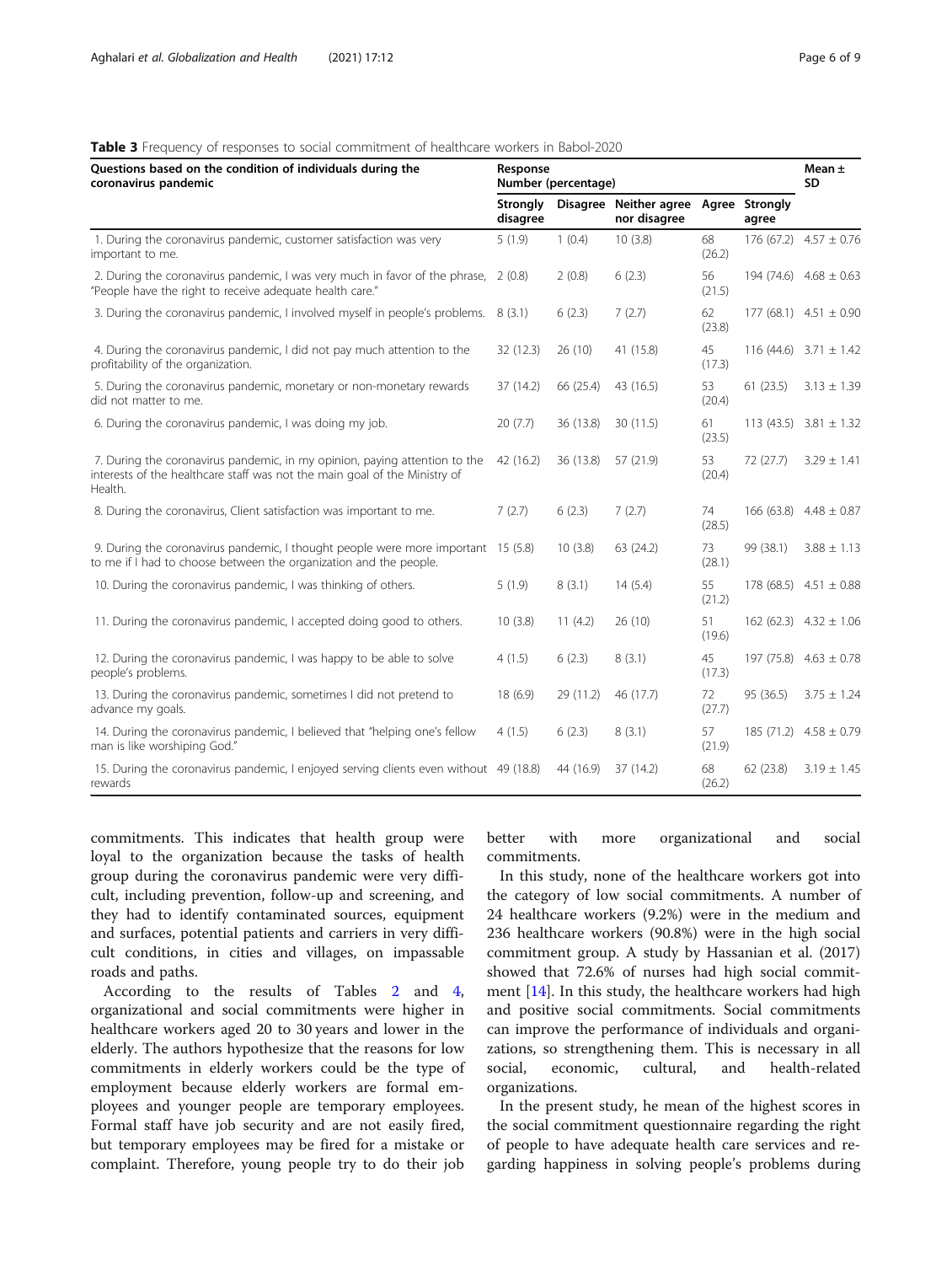**Table 3** Frequency of responses to social commitment of healthcare workers in Babol-2020

| Questions based on the condition of individuals during the coronavirus pandemic | Response Number (percentage) | | | | | Mean ± SD |
|---|---|---|---|---|---|---|
| | Strongly disagree | Disagree | Neither agree nor disagree | Agree | Strongly agree | |
| 1. During the coronavirus pandemic, customer satisfaction was very important to me. | 5 (1.9) | 1 (0.4) | 10 (3.8) | 68 (26.2) | 176 (67.2) | 4.57 ± 0.76 |
| 2. During the coronavirus pandemic, I was very much in favor of the phrase, "People have the right to receive adequate health care." | 2 (0.8) | 2 (0.8) | 6 (2.3) | 56 (21.5) | 194 (74.6) | 4.68 ± 0.63 |
| 3. During the coronavirus pandemic, I involved myself in people's problems. | 8 (3.1) | 6 (2.3) | 7 (2.7) | 62 (23.8) | 177 (68.1) | 4.51 ± 0.90 |
| 4. During the coronavirus pandemic, I did not pay much attention to the profitability of the organization. | 32 (12.3) | 26 (10) | 41 (15.8) | 45 (17.3) | 116 (44.6) | 3.71 ± 1.42 |
| 5. During the coronavirus pandemic, monetary or non-monetary rewards did not matter to me. | 37 (14.2) | 66 (25.4) | 43 (16.5) | 53 (20.4) | 61 (23.5) | 3.13 ± 1.39 |
| 6. During the coronavirus pandemic, I was doing my job. | 20 (7.7) | 36 (13.8) | 30 (11.5) | 61 (23.5) | 113 (43.5) | 3.81 ± 1.32 |
| 7. During the coronavirus pandemic, in my opinion, paying attention to the interests of the healthcare staff was not the main goal of the Ministry of Health. | 42 (16.2) | 36 (13.8) | 57 (21.9) | 53 (20.4) | 72 (27.7) | 3.29 ± 1.41 |
| 8. During the coronavirus, Client satisfaction was important to me. | 7 (2.7) | 6 (2.3) | 7 (2.7) | 74 (28.5) | 166 (63.8) | 4.48 ± 0.87 |
| 9. During the coronavirus pandemic, I thought people were more important to me if I had to choose between the organization and the people. | 15 (5.8) | 10 (3.8) | 63 (24.2) | 73 (28.1) | 99 (38.1) | 3.88 ± 1.13 |
| 10. During the coronavirus pandemic, I was thinking of others. | 5 (1.9) | 8 (3.1) | 14 (5.4) | 55 (21.2) | 178 (68.5) | 4.51 ± 0.88 |
| 11. During the coronavirus pandemic, I accepted doing good to others. | 10 (3.8) | 11 (4.2) | 26 (10) | 51 (19.6) | 162 (62.3) | 4.32 ± 1.06 |
| 12. During the coronavirus pandemic, I was happy to be able to solve people's problems. | 4 (1.5) | 6 (2.3) | 8 (3.1) | 45 (17.3) | 197 (75.8) | 4.63 ± 0.78 |
| 13. During the coronavirus pandemic, sometimes I did not pretend to advance my goals. | 18 (6.9) | 29 (11.2) | 46 (17.7) | 72 (27.7) | 95 (36.5) | 3.75 ± 1.24 |
| 14. During the coronavirus pandemic, I believed that "helping one's fellow man is like worshiping God." | 4 (1.5) | 6 (2.3) | 8 (3.1) | 57 (21.9) | 185 (71.2) | 4.58 ± 0.79 |
| 15. During the coronavirus pandemic, I enjoyed serving clients even without rewards | 49 (18.8) | 44 (16.9) | 37 (14.2) | 68 (26.2) | 62 (23.8) | 3.19 ± 1.45 |

commitments. This indicates that health group were loyal to the organization because the tasks of health group during the coronavirus pandemic were very difficult, including prevention, follow-up and screening, and they had to identify contaminated sources, equipment and surfaces, potential patients and carriers in very difficult conditions, in cities and villages, on impassable roads and paths.

According to the results of Tables 2 and 4, organizational and social commitments were higher in healthcare workers aged 20 to 30 years and lower in the elderly. The authors hypothesize that the reasons for low commitments in elderly workers could be the type of employment because elderly workers are formal employees and younger people are temporary employees. Formal staff have job security and are not easily fired, but temporary employees may be fired for a mistake or complaint. Therefore, young people try to do their job better with more organizational and social commitments.

In this study, none of the healthcare workers got into the category of low social commitments. A number of 24 healthcare workers (9.2%) were in the medium and 236 healthcare workers (90.8%) were in the high social commitment group. A study by Hassanian et al. (2017) showed that 72.6% of nurses had high social commitment [14]. In this study, the healthcare workers had high and positive social commitments. Social commitments can improve the performance of individuals and organizations, so strengthening them. This is necessary in all social, economic, cultural, and health-related organizations.

In the present study, he mean of the highest scores in the social commitment questionnaire regarding the right of people to have adequate health care services and regarding happiness in solving people's problems during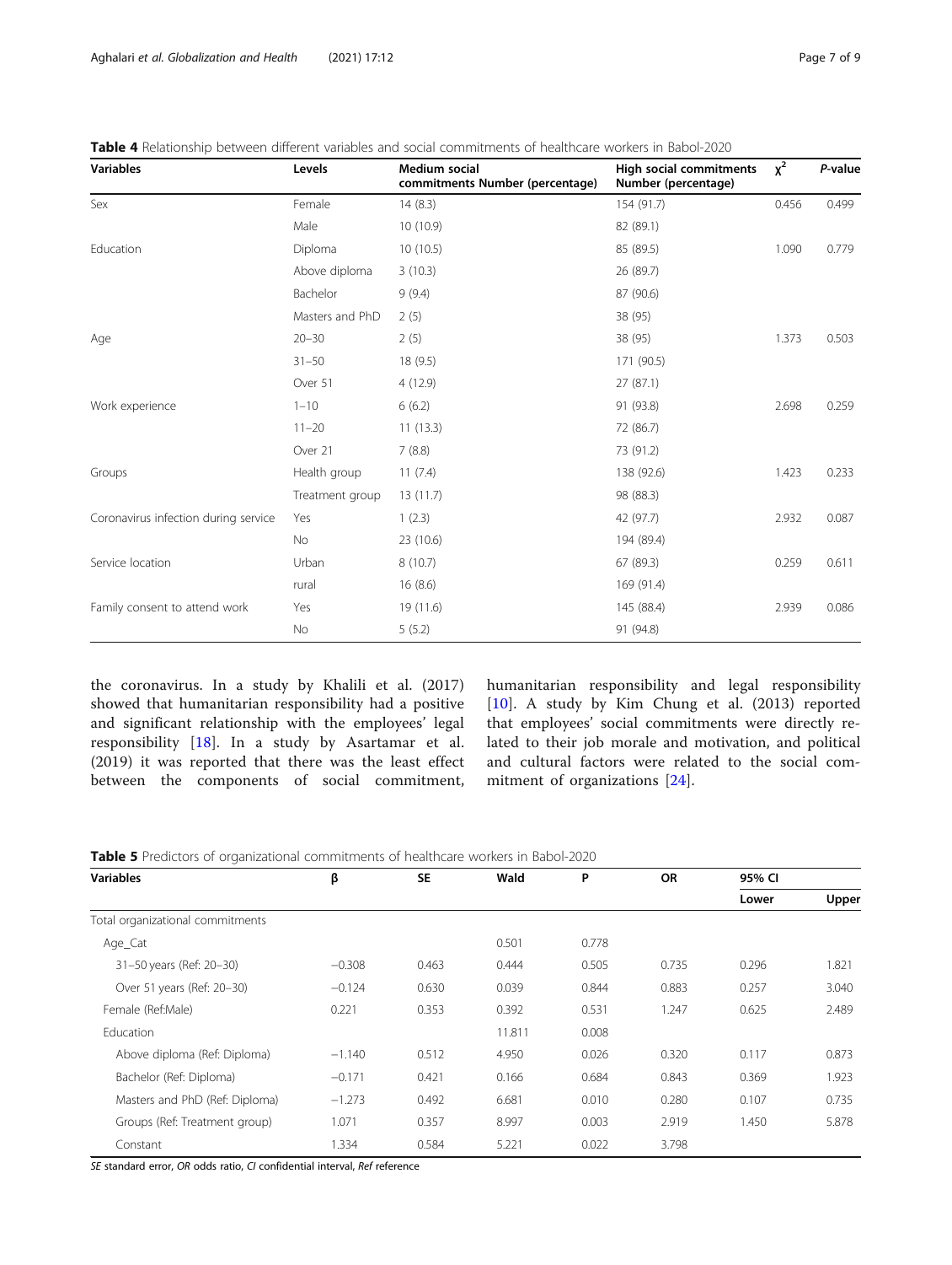**Table 4** Relationship between different variables and social commitments of healthcare workers in Babol-2020

| Variables | Levels | Medium social commitments Number (percentage) | High social commitments Number (percentage) | $\chi^2$ | *P*-value |
|---|---|---|---|---|---|
| Sex | Female | 14 (8.3) | 154 (91.7) | 0.456 | 0.499 |
| | Male | 10 (10.9) | 82 (89.1) | | |
| Education | Diploma | 10 (10.5) | 85 (89.5) | 1.090 | 0.779 |
| | Above diploma | 3 (10.3) | 26 (89.7) | | |
| | Bachelor | 9 (9.4) | 87 (90.6) | | |
| | Masters and PhD | 2 (5) | 38 (95) | | |
| Age | 20–30 | 2 (5) | 38 (95) | 1.373 | 0.503 |
| | 31–50 | 18 (9.5) | 171 (90.5) | | |
| | Over 51 | 4 (12.9) | 27 (87.1) | | |
| Work experience | 1–10 | 6 (6.2) | 91 (93.8) | 2.698 | 0.259 |
| | 11–20 | 11 (13.3) | 72 (86.7) | | |
| | Over 21 | 7 (8.8) | 73 (91.2) | | |
| Groups | Health group | 11 (7.4) | 138 (92.6) | 1.423 | 0.233 |
| | Treatment group | 13 (11.7) | 98 (88.3) | | |
| Coronavirus infection during service | Yes | 1 (2.3) | 42 (97.7) | 2.932 | 0.087 |
| | No | 23 (10.6) | 194 (89.4) | | |
| Service location | Urban | 8 (10.7) | 67 (89.3) | 0.259 | 0.611 |
| | rural | 16 (8.6) | 169 (91.4) | | |
| Family consent to attend work | Yes | 19 (11.6) | 145 (88.4) | 2.939 | 0.086 |
| | No | 5 (5.2) | 91 (94.8) | | |

the coronavirus. In a study by Khalili et al. (2017) showed that humanitarian responsibility had a positive and significant relationship with the employees' legal responsibility [18]. In a study by Asartamar et al. (2019) it was reported that there was the least effect between the components of social commitment, humanitarian responsibility and legal responsibility [10]. A study by Kim Chung et al. (2013) reported that employees' social commitments were directly related to their job morale and motivation, and political and cultural factors were related to the social commitment of organizations [24].

**Table 5** Predictors of organizational commitments of healthcare workers in Babol-2020

| Variables | β | SE | Wald | P | OR | 95% CI | |
|---|---|---|---|---|---|---|---|
| | | | | | | Lower | Upper |
| Total organizational commitments | | | | | | | |
| Age_Cat | | | 0.501 | 0.778 | | | |
| 31–50 years (Ref: 20–30) | −0.308 | 0.463 | 0.444 | 0.505 | 0.735 | 0.296 | 1.821 |
| Over 51 years (Ref: 20–30) | −0.124 | 0.630 | 0.039 | 0.844 | 0.883 | 0.257 | 3.040 |
| Female (Ref:Male) | 0.221 | 0.353 | 0.392 | 0.531 | 1.247 | 0.625 | 2.489 |
| Education | | | 11.811 | 0.008 | | | |
| Above diploma (Ref: Diploma) | −1.140 | 0.512 | 4.950 | 0.026 | 0.320 | 0.117 | 0.873 |
| Bachelor (Ref: Diploma) | −0.171 | 0.421 | 0.166 | 0.684 | 0.843 | 0.369 | 1.923 |
| Masters and PhD (Ref: Diploma) | −1.273 | 0.492 | 6.681 | 0.010 | 0.280 | 0.107 | 0.735 |
| Groups (Ref: Treatment group) | 1.071 | 0.357 | 8.997 | 0.003 | 2.919 | 1.450 | 5.878 |
| Constant | 1.334 | 0.584 | 5.221 | 0.022 | 3.798 | | |

*SE* standard error, *OR* odds ratio, *CI* confidential interval, *Ref* reference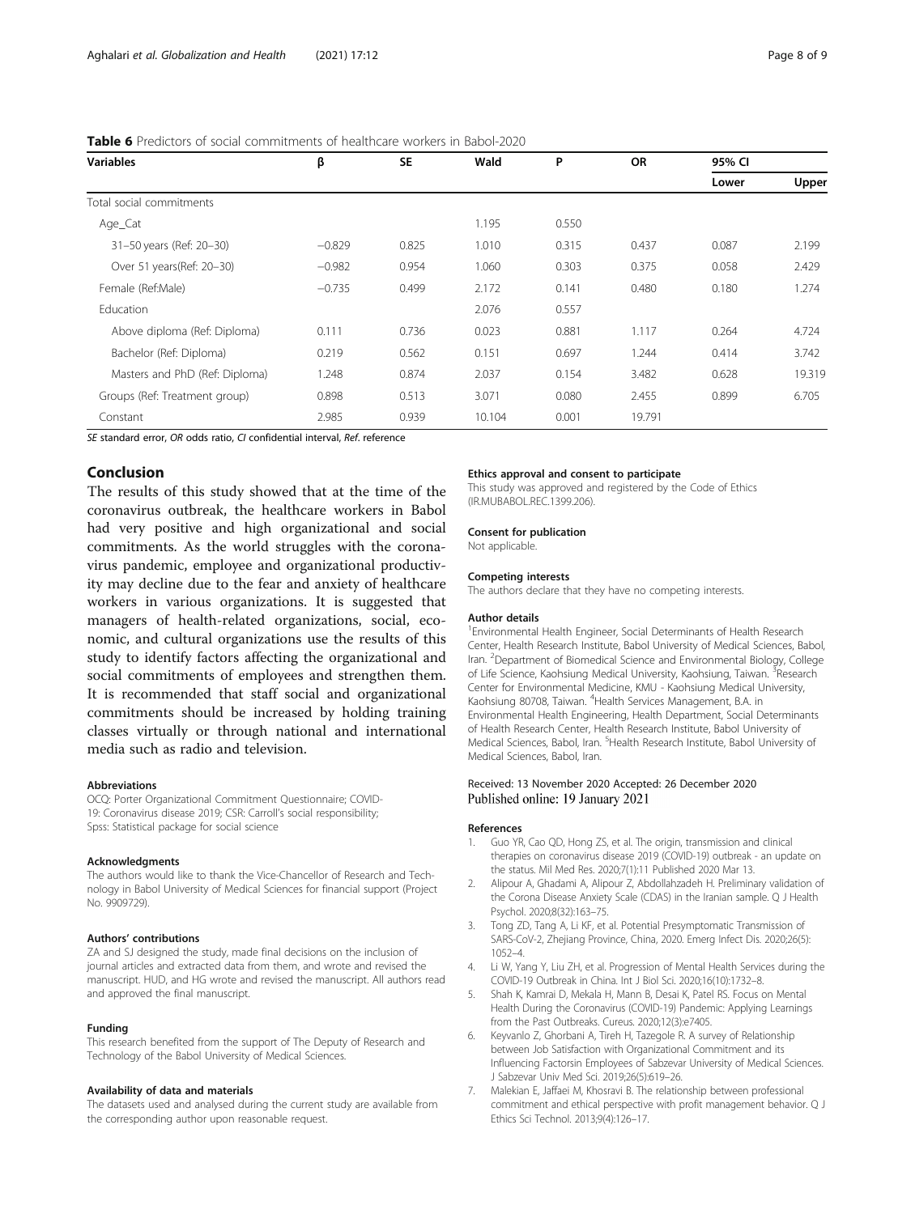**Table 6** Predictors of social commitments of healthcare workers in Babol-2020

| Variables | β | SE | Wald | P | OR | 95% CI | |
|---|---|---|---|---|---|---|---|
| | | | | | | Lower | Upper |
| Total social commitments | | | | | | | |
| Age_Cat | | | 1.195 | 0.550 | | | |
| 31–50 years (Ref: 20–30) | −0.829 | 0.825 | 1.010 | 0.315 | 0.437 | 0.087 | 2.199 |
| Over 51 years(Ref: 20–30) | −0.982 | 0.954 | 1.060 | 0.303 | 0.375 | 0.058 | 2.429 |
| Female (Ref:Male) | −0.735 | 0.499 | 2.172 | 0.141 | 0.480 | 0.180 | 1.274 |
| Education | | | 2.076 | 0.557 | | | |
| Above diploma (Ref: Diploma) | 0.111 | 0.736 | 0.023 | 0.881 | 1.117 | 0.264 | 4.724 |
| Bachelor (Ref: Diploma) | 0.219 | 0.562 | 0.151 | 0.697 | 1.244 | 0.414 | 3.742 |
| Masters and PhD (Ref: Diploma) | 1.248 | 0.874 | 2.037 | 0.154 | 3.482 | 0.628 | 19.319 |
| Groups (Ref: Treatment group) | 0.898 | 0.513 | 3.071 | 0.080 | 2.455 | 0.899 | 6.705 |
| Constant | 2.985 | 0.939 | 10.104 | 0.001 | 19.791 | | |

*SE* standard error, *OR* odds ratio, *CI* confidential interval, *Ref*. reference

## Conclusion

The results of this study showed that at the time of the coronavirus outbreak, the healthcare workers in Babol had very positive and high organizational and social commitments. As the world struggles with the coronavirus pandemic, employee and organizational productivity may decline due to the fear and anxiety of healthcare workers in various organizations. It is suggested that managers of health-related organizations, social, economic, and cultural organizations use the results of this study to identify factors affecting the organizational and social commitments of employees and strengthen them. It is recommended that staff social and organizational commitments should be increased by holding training classes virtually or through national and international media such as radio and television.

#### Abbreviations

OCQ: Porter Organizational Commitment Questionnaire; COVID-19: Coronavirus disease 2019; CSR: Carroll's social responsibility; Spss: Statistical package for social science

#### Acknowledgments

The authors would like to thank the Vice-Chancellor of Research and Technology in Babol University of Medical Sciences for financial support (Project No. 9909729).

#### Authors' contributions

ZA and SJ designed the study, made final decisions on the inclusion of journal articles and extracted data from them, and wrote and revised the manuscript. HUD, and HG wrote and revised the manuscript. All authors read and approved the final manuscript.

#### Funding

This research benefited from the support of The Deputy of Research and Technology of the Babol University of Medical Sciences.

#### Availability of data and materials

The datasets used and analysed during the current study are available from the corresponding author upon reasonable request.

#### Ethics approval and consent to participate

This study was approved and registered by the Code of Ethics (IR.MUBABOL.REC.1399.206).

#### Consent for publication

Not applicable.

#### Competing interests

The authors declare that they have no competing interests.

#### Author details

[1]Environmental Health Engineer, Social Determinants of Health Research Center, Health Research Institute, Babol University of Medical Sciences, Babol, Iran. [2]Department of Biomedical Science and Environmental Biology, College of Life Science, Kaohsiung Medical University, Kaohsiung, Taiwan. [3]Research Center for Environmental Medicine, KMU - Kaohsiung Medical University, Kaohsiung 80708, Taiwan. [4]Health Services Management, B.A. in Environmental Health Engineering, Health Department, Social Determinants of Health Research Center, Health Research Institute, Babol University of Medical Sciences, Babol, Iran. [5]Health Research Institute, Babol University of Medical Sciences, Babol, Iran.

Received: 13 November 2020 Accepted: 26 December 2020
Published online: 19 January 2021

#### References

1. Guo YR, Cao QD, Hong ZS, et al. The origin, transmission and clinical therapies on coronavirus disease 2019 (COVID-19) outbreak - an update on the status. Mil Med Res. 2020;7(1):11 Published 2020 Mar 13.
2. Alipour A, Ghadami A, Alipour Z, Abdollahzadeh H. Preliminary validation of the Corona Disease Anxiety Scale (CDAS) in the Iranian sample. Q J Health Psychol. 2020;8(32):163–75.
3. Tong ZD, Tang A, Li KF, et al. Potential Presymptomatic Transmission of SARS-CoV-2, Zhejiang Province, China, 2020. Emerg Infect Dis. 2020;26(5): 1052–4.
4. Li W, Yang Y, Liu ZH, et al. Progression of Mental Health Services during the COVID-19 Outbreak in China. Int J Biol Sci. 2020;16(10):1732–8.
5. Shah K, Kamrai D, Mekala H, Mann B, Desai K, Patel RS. Focus on Mental Health During the Coronavirus (COVID-19) Pandemic: Applying Learnings from the Past Outbreaks. Cureus. 2020;12(3):e7405.
6. Keyvanlo Z, Ghorbani A, Tireh H, Tazegole R. A survey of Relationship between Job Satisfaction with Organizational Commitment and its Influencing Factorsin Employees of Sabzevar University of Medical Sciences. J Sabzevar Univ Med Sci. 2019;26(5):619–26.
7. Malekian E, Jaffaei M, Khosravi B. The relationship between professional commitment and ethical perspective with profit management behavior. Q J Ethics Sci Technol. 2013;9(4):126–17.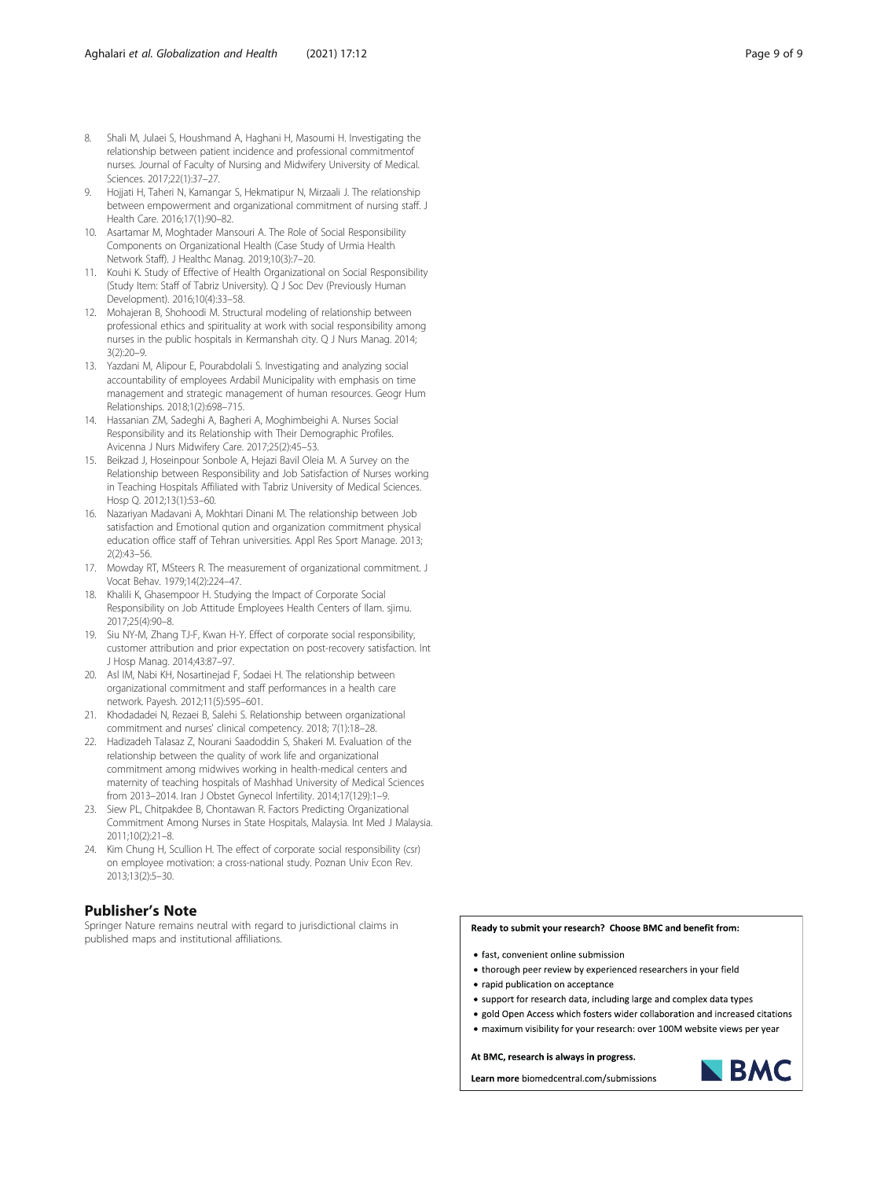8. Shali M, Julaei S, Houshmand A, Haghani H, Masoumi H. Investigating the relationship between patient incidence and professional commitmentof nurses. Journal of Faculty of Nursing and Midwifery University of Medical. Sciences. 2017;22(1):37–27.
9. Hojjati H, Taheri N, Kamangar S, Hekmatipur N, Mirzaali J. The relationship between empowerment and organizational commitment of nursing staff. J Health Care. 2016;17(1):90–82.
10. Asartamar M, Moghtader Mansouri A. The Role of Social Responsibility Components on Organizational Health (Case Study of Urmia Health Network Staff). J Healthc Manag. 2019;10(3):7–20.
11. Kouhi K. Study of Effective of Health Organizational on Social Responsibility (Study Item: Staff of Tabriz University). Q J Soc Dev (Previously Human Development). 2016;10(4):33–58.
12. Mohajeran B, Shohoodi M. Structural modeling of relationship between professional ethics and spirituality at work with social responsibility among nurses in the public hospitals in Kermanshah city. Q J Nurs Manag. 2014; 3(2):20–9.
13. Yazdani M, Alipour E, Pourabdolali S. Investigating and analyzing social accountability of employees Ardabil Municipality with emphasis on time management and strategic management of human resources. Geogr Hum Relationships. 2018;1(2):698–715.
14. Hassanian ZM, Sadeghi A, Bagheri A, Moghimbeighi A. Nurses Social Responsibility and its Relationship with Their Demographic Profiles. Avicenna J Nurs Midwifery Care. 2017;25(2):45–53.
15. Beikzad J, Hoseinpour Sonbole A, Hejazi Bavil Oleia M. A Survey on the Relationship between Responsibility and Job Satisfaction of Nurses working in Teaching Hospitals Affiliated with Tabriz University of Medical Sciences. Hosp Q. 2012;13(1):53–60.
16. Nazariyan Madavani A, Mokhtari Dinani M. The relationship between Job satisfaction and Emotional qution and organization commitment physical education office staff of Tehran universities. Appl Res Sport Manage. 2013; 2(2):43–56.
17. Mowday RT, MSteers R. The measurement of organizational commitment. J Vocat Behav. 1979;14(2):224–47.
18. Khalili K, Ghasempoor H. Studying the Impact of Corporate Social Responsibility on Job Attitude Employees Health Centers of Ilam. sjimu. 2017;25(4):90–8.
19. Siu NY-M, Zhang TJ-F, Kwan H-Y. Effect of corporate social responsibility, customer attribution and prior expectation on post-recovery satisfaction. Int J Hosp Manag. 2014;43:87–97.
20. Asl IM, Nabi KH, Nosartinejad F, Sodaei H. The relationship between organizational commitment and staff performances in a health care network. Payesh. 2012;11(5):595–601.
21. Khodadadei N, Rezaei B, Salehi S. Relationship between organizational commitment and nurses' clinical competency. 2018; 7(1):18–28.
22. Hadizadeh Talasaz Z, Nourani Saadoddin S, Shakeri M. Evaluation of the relationship between the quality of work life and organizational commitment among midwives working in health-medical centers and maternity of teaching hospitals of Mashhad University of Medical Sciences from 2013–2014. Iran J Obstet Gynecol Infertility. 2014;17(129):1–9.
23. Siew PL, Chitpakdee B, Chontawan R. Factors Predicting Organizational Commitment Among Nurses in State Hospitals, Malaysia. Int Med J Malaysia. 2011;10(2):21–8.
24. Kim Chung H, Scullion H. The effect of corporate social responsibility (csr) on employee motivation: a cross-national study. Poznan Univ Econ Rev. 2013;13(2):5–30.

## Publisher's Note

Springer Nature remains neutral with regard to jurisdictional claims in published maps and institutional affiliations.

**Ready to submit your research? Choose BMC and benefit from:**

- fast, convenient online submission
- thorough peer review by experienced researchers in your field
- rapid publication on acceptance
- support for research data, including large and complex data types
- gold Open Access which fosters wider collaboration and increased citations
- maximum visibility for your research: over 100M website views per year

**At BMC, research is always in progress.**

**Learn more** biomedcentral.com/submissions